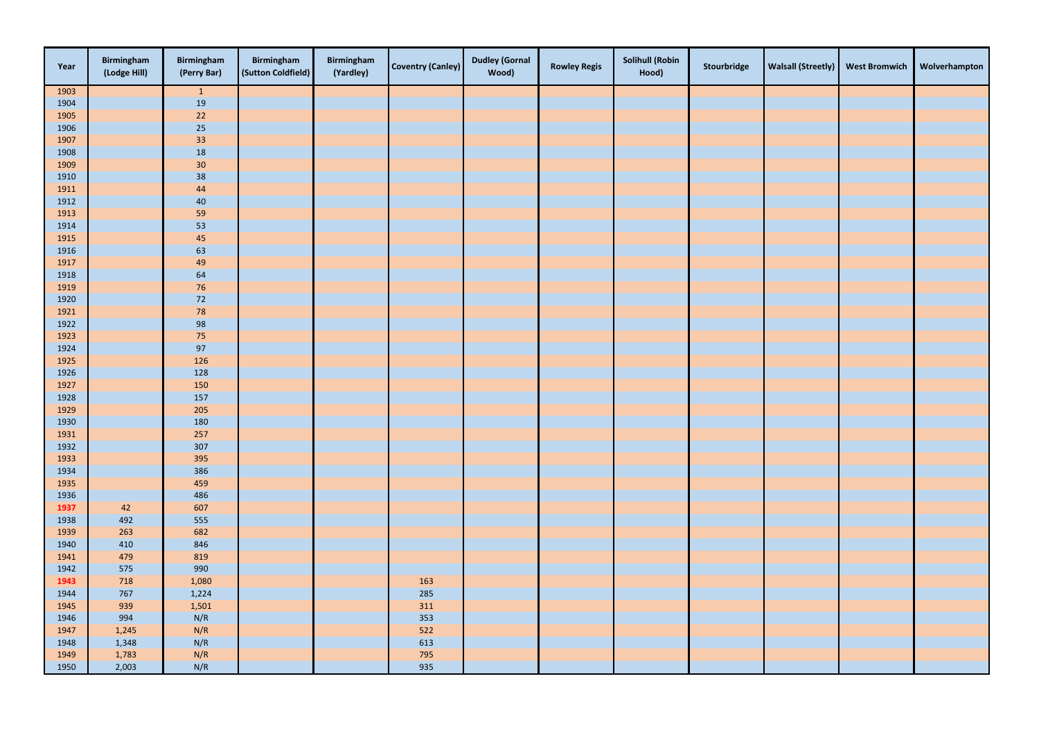| Year | Birmingham (Lodge Hill) | Birmingham (Perry Bar) | Birmingham (Sutton Coldfield) | Birmingham (Yardley) | Coventry (Canley) | Dudley (Gornal Wood) | Rowley Regis | Solihull (Robin Hood) | Stourbridge | Walsall (Streetly) | West Bromwich | Wolverhampton |
|---|---|---|---|---|---|---|---|---|---|---|---|---|
| 1903 | | 1 | | | | | | | | | | |
| 1904 | | 19 | | | | | | | | | | |
| 1905 | | 22 | | | | | | | | | | |
| 1906 | | 25 | | | | | | | | | | |
| 1907 | | 33 | | | | | | | | | | |
| 1908 | | 18 | | | | | | | | | | |
| 1909 | | 30 | | | | | | | | | | |
| 1910 | | 38 | | | | | | | | | | |
| 1911 | | 44 | | | | | | | | | | |
| 1912 | | 40 | | | | | | | | | | |
| 1913 | | 59 | | | | | | | | | | |
| 1914 | | 53 | | | | | | | | | | |
| 1915 | | 45 | | | | | | | | | | |
| 1916 | | 63 | | | | | | | | | | |
| 1917 | | 49 | | | | | | | | | | |
| 1918 | | 64 | | | | | | | | | | |
| 1919 | | 76 | | | | | | | | | | |
| 1920 | | 72 | | | | | | | | | | |
| 1921 | | 78 | | | | | | | | | | |
| 1922 | | 98 | | | | | | | | | | |
| 1923 | | 75 | | | | | | | | | | |
| 1924 | | 97 | | | | | | | | | | |
| 1925 | | 126 | | | | | | | | | | |
| 1926 | | 128 | | | | | | | | | | |
| 1927 | | 150 | | | | | | | | | | |
| 1928 | | 157 | | | | | | | | | | |
| 1929 | | 205 | | | | | | | | | | |
| 1930 | | 180 | | | | | | | | | | |
| 1931 | | 257 | | | | | | | | | | |
| 1932 | | 307 | | | | | | | | | | |
| 1933 | | 395 | | | | | | | | | | |
| 1934 | | 386 | | | | | | | | | | |
| 1935 | | 459 | | | | | | | | | | |
| 1936 | | 486 | | | | | | | | | | |
| **1937** | 42 | 607 | | | | | | | | | | |
| 1938 | 492 | 555 | | | | | | | | | | |
| 1939 | 263 | 682 | | | | | | | | | | |
| 1940 | 410 | 846 | | | | | | | | | | |
| 1941 | 479 | 819 | | | | | | | | | | |
| 1942 | 575 | 990 | | | | | | | | | | |
| **1943** | 718 | 1,080 | | | 163 | | | | | | | |
| 1944 | 767 | 1,224 | | | 285 | | | | | | | |
| 1945 | 939 | 1,501 | | | 311 | | | | | | | |
| 1946 | 994 | N/R | | | 353 | | | | | | | |
| 1947 | 1,245 | N/R | | | 522 | | | | | | | |
| 1948 | 1,348 | N/R | | | 613 | | | | | | | |
| 1949 | 1,783 | N/R | | | 795 | | | | | | | |
| 1950 | 2,003 | N/R | | | 935 | | | | | | | |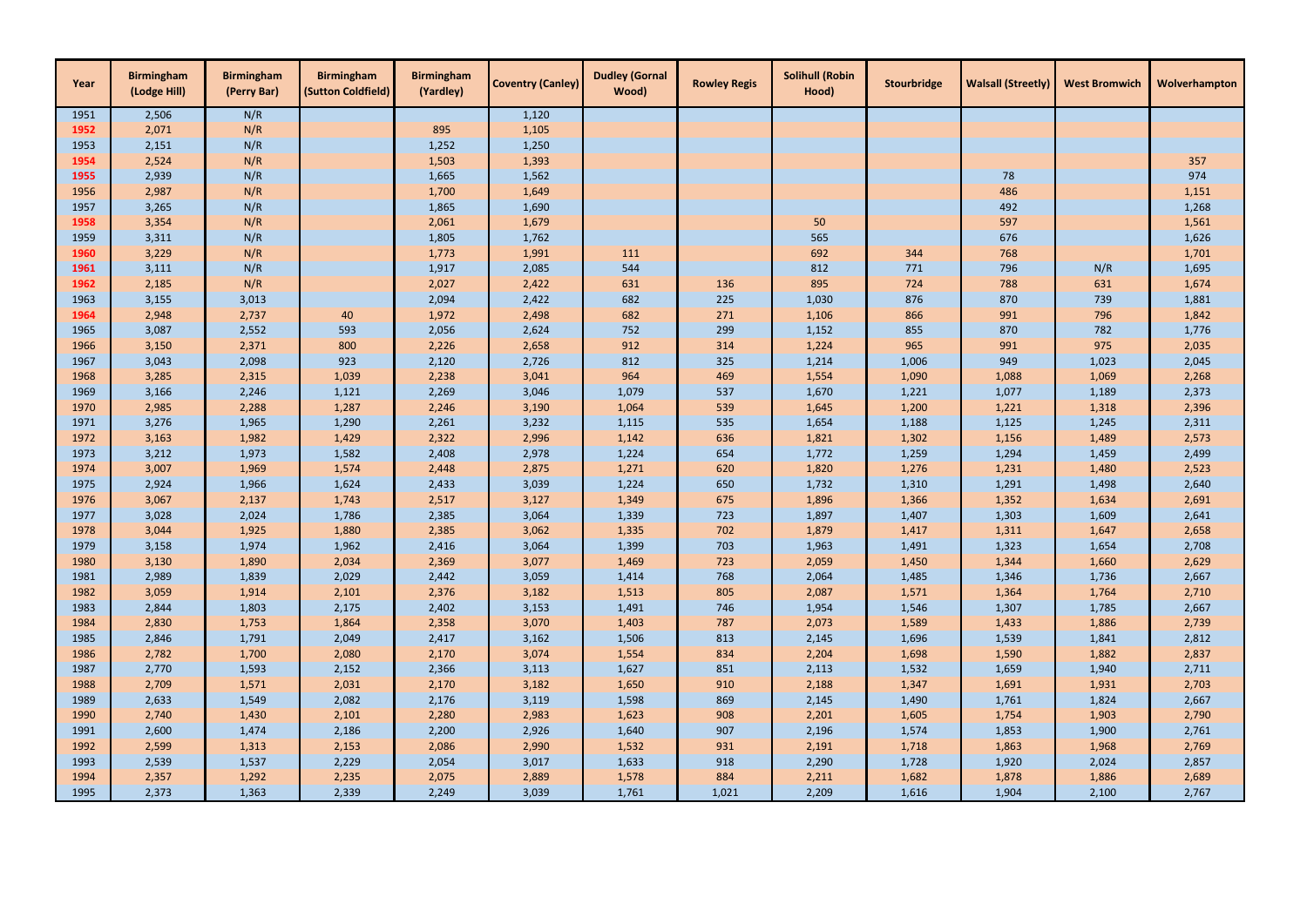| Year | Birmingham (Lodge Hill) | Birmingham (Perry Bar) | Birmingham (Sutton Coldfield) | Birmingham (Yardley) | Coventry (Canley) | Dudley (Gornal Wood) | Rowley Regis | Solihull (Robin Hood) | Stourbridge | Walsall (Streetly) | West Bromwich | Wolverhampton |
|---|---|---|---|---|---|---|---|---|---|---|---|---|
| 1951 | 2,506 | N/R | | | 1,120 | | | | | | | |
| 1952 | 2,071 | N/R | | 895 | 1,105 | | | | | | | |
| 1953 | 2,151 | N/R | | 1,252 | 1,250 | | | | | | | |
| 1954 | 2,524 | N/R | | 1,503 | 1,393 | | | | | | | 357 |
| 1955 | 2,939 | N/R | | 1,665 | 1,562 | | | | | 78 | | 974 |
| 1956 | 2,987 | N/R | | 1,700 | 1,649 | | | | | 486 | | 1,151 |
| 1957 | 3,265 | N/R | | 1,865 | 1,690 | | | | | 492 | | 1,268 |
| 1958 | 3,354 | N/R | | 2,061 | 1,679 | | | 50 | | 597 | | 1,561 |
| 1959 | 3,311 | N/R | | 1,805 | 1,762 | | | 565 | | 676 | | 1,626 |
| 1960 | 3,229 | N/R | | 1,773 | 1,991 | 111 | | 692 | 344 | 768 | | 1,701 |
| 1961 | 3,111 | N/R | | 1,917 | 2,085 | 544 | | 812 | 771 | 796 | N/R | 1,695 |
| 1962 | 2,185 | N/R | | 2,027 | 2,422 | 631 | 136 | 895 | 724 | 788 | 631 | 1,674 |
| 1963 | 3,155 | 3,013 | | 2,094 | 2,422 | 682 | 225 | 1,030 | 876 | 870 | 739 | 1,881 |
| 1964 | 2,948 | 2,737 | 40 | 1,972 | 2,498 | 682 | 271 | 1,106 | 866 | 991 | 796 | 1,842 |
| 1965 | 3,087 | 2,552 | 593 | 2,056 | 2,624 | 752 | 299 | 1,152 | 855 | 870 | 782 | 1,776 |
| 1966 | 3,150 | 2,371 | 800 | 2,226 | 2,658 | 912 | 314 | 1,224 | 965 | 991 | 975 | 2,035 |
| 1967 | 3,043 | 2,098 | 923 | 2,120 | 2,726 | 812 | 325 | 1,214 | 1,006 | 949 | 1,023 | 2,045 |
| 1968 | 3,285 | 2,315 | 1,039 | 2,238 | 3,041 | 964 | 469 | 1,554 | 1,090 | 1,088 | 1,069 | 2,268 |
| 1969 | 3,166 | 2,246 | 1,121 | 2,269 | 3,046 | 1,079 | 537 | 1,670 | 1,221 | 1,077 | 1,189 | 2,373 |
| 1970 | 2,985 | 2,288 | 1,287 | 2,246 | 3,190 | 1,064 | 539 | 1,645 | 1,200 | 1,221 | 1,318 | 2,396 |
| 1971 | 3,276 | 1,965 | 1,290 | 2,261 | 3,232 | 1,115 | 535 | 1,654 | 1,188 | 1,125 | 1,245 | 2,311 |
| 1972 | 3,163 | 1,982 | 1,429 | 2,322 | 2,996 | 1,142 | 636 | 1,821 | 1,302 | 1,156 | 1,489 | 2,573 |
| 1973 | 3,212 | 1,973 | 1,582 | 2,408 | 2,978 | 1,224 | 654 | 1,772 | 1,259 | 1,294 | 1,459 | 2,499 |
| 1974 | 3,007 | 1,969 | 1,574 | 2,448 | 2,875 | 1,271 | 620 | 1,820 | 1,276 | 1,231 | 1,480 | 2,523 |
| 1975 | 2,924 | 1,966 | 1,624 | 2,433 | 3,039 | 1,224 | 650 | 1,732 | 1,310 | 1,291 | 1,498 | 2,640 |
| 1976 | 3,067 | 2,137 | 1,743 | 2,517 | 3,127 | 1,349 | 675 | 1,896 | 1,366 | 1,352 | 1,634 | 2,691 |
| 1977 | 3,028 | 2,024 | 1,786 | 2,385 | 3,064 | 1,339 | 723 | 1,897 | 1,407 | 1,303 | 1,609 | 2,641 |
| 1978 | 3,044 | 1,925 | 1,880 | 2,385 | 3,062 | 1,335 | 702 | 1,879 | 1,417 | 1,311 | 1,647 | 2,658 |
| 1979 | 3,158 | 1,974 | 1,962 | 2,416 | 3,064 | 1,399 | 703 | 1,963 | 1,491 | 1,323 | 1,654 | 2,708 |
| 1980 | 3,130 | 1,890 | 2,034 | 2,369 | 3,077 | 1,469 | 723 | 2,059 | 1,450 | 1,344 | 1,660 | 2,629 |
| 1981 | 2,989 | 1,839 | 2,029 | 2,442 | 3,059 | 1,414 | 768 | 2,064 | 1,485 | 1,346 | 1,736 | 2,667 |
| 1982 | 3,059 | 1,914 | 2,101 | 2,376 | 3,182 | 1,513 | 805 | 2,087 | 1,571 | 1,364 | 1,764 | 2,710 |
| 1983 | 2,844 | 1,803 | 2,175 | 2,402 | 3,153 | 1,491 | 746 | 1,954 | 1,546 | 1,307 | 1,785 | 2,667 |
| 1984 | 2,830 | 1,753 | 1,864 | 2,358 | 3,070 | 1,403 | 787 | 2,073 | 1,589 | 1,433 | 1,886 | 2,739 |
| 1985 | 2,846 | 1,791 | 2,049 | 2,417 | 3,162 | 1,506 | 813 | 2,145 | 1,696 | 1,539 | 1,841 | 2,812 |
| 1986 | 2,782 | 1,700 | 2,080 | 2,170 | 3,074 | 1,554 | 834 | 2,204 | 1,698 | 1,590 | 1,882 | 2,837 |
| 1987 | 2,770 | 1,593 | 2,152 | 2,366 | 3,113 | 1,627 | 851 | 2,113 | 1,532 | 1,659 | 1,940 | 2,711 |
| 1988 | 2,709 | 1,571 | 2,031 | 2,170 | 3,182 | 1,650 | 910 | 2,188 | 1,347 | 1,691 | 1,931 | 2,703 |
| 1989 | 2,633 | 1,549 | 2,082 | 2,176 | 3,119 | 1,598 | 869 | 2,145 | 1,490 | 1,761 | 1,824 | 2,667 |
| 1990 | 2,740 | 1,430 | 2,101 | 2,280 | 2,983 | 1,623 | 908 | 2,201 | 1,605 | 1,754 | 1,903 | 2,790 |
| 1991 | 2,600 | 1,474 | 2,186 | 2,200 | 2,926 | 1,640 | 907 | 2,196 | 1,574 | 1,853 | 1,900 | 2,761 |
| 1992 | 2,599 | 1,313 | 2,153 | 2,086 | 2,990 | 1,532 | 931 | 2,191 | 1,718 | 1,863 | 1,968 | 2,769 |
| 1993 | 2,539 | 1,537 | 2,229 | 2,054 | 3,017 | 1,633 | 918 | 2,290 | 1,728 | 1,920 | 2,024 | 2,857 |
| 1994 | 2,357 | 1,292 | 2,235 | 2,075 | 2,889 | 1,578 | 884 | 2,211 | 1,682 | 1,878 | 1,886 | 2,689 |
| 1995 | 2,373 | 1,363 | 2,339 | 2,249 | 3,039 | 1,761 | 1,021 | 2,209 | 1,616 | 1,904 | 2,100 | 2,767 |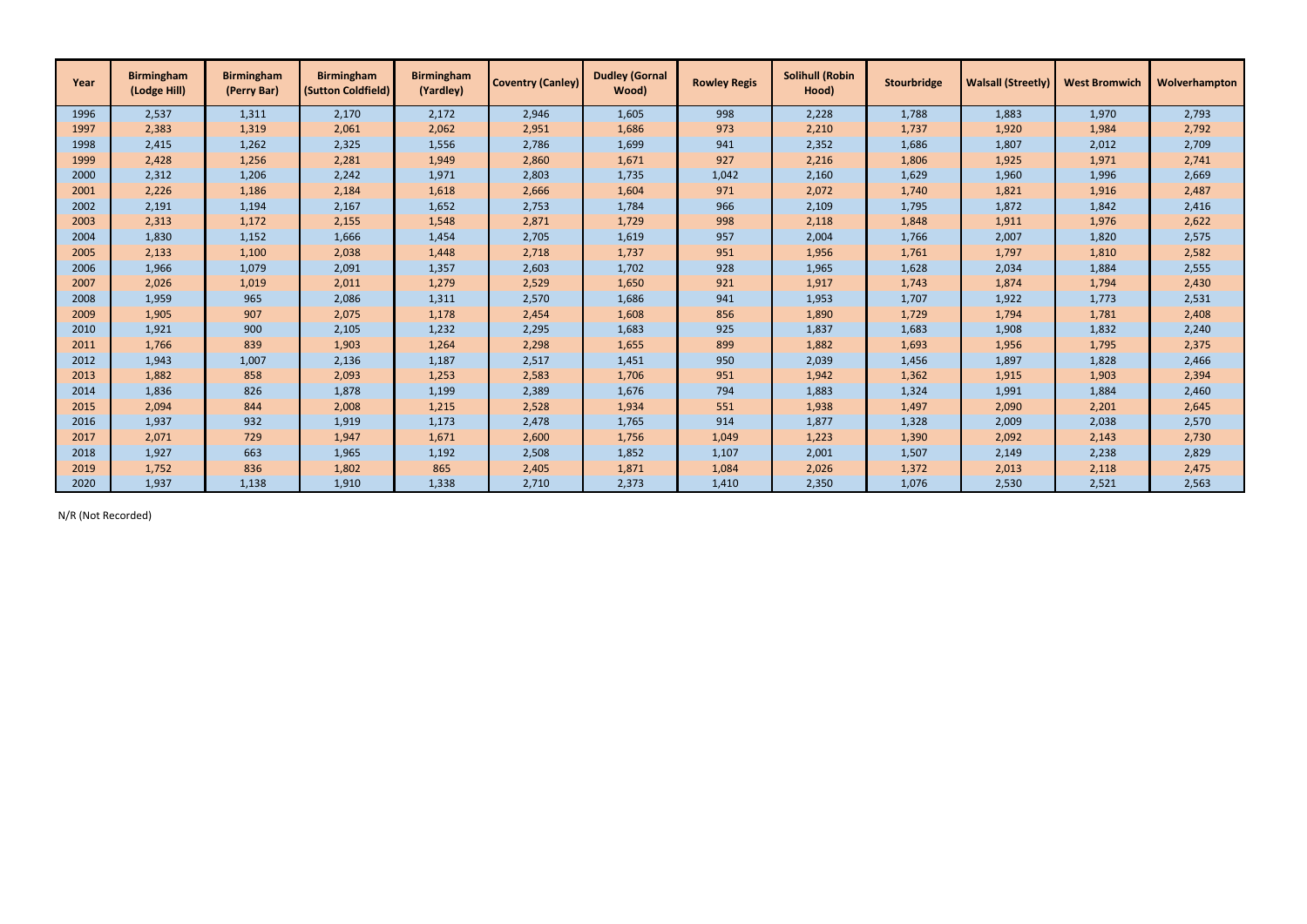| Year | Birmingham (Lodge Hill) | Birmingham (Perry Bar) | Birmingham (Sutton Coldfield) | Birmingham (Yardley) | Coventry (Canley) | Dudley (Gornal Wood) | Rowley Regis | Solihull (Robin Hood) | Stourbridge | Walsall (Streetly) | West Bromwich | Wolverhampton |
|---|---|---|---|---|---|---|---|---|---|---|---|---|
| 1996 | 2,537 | 1,311 | 2,170 | 2,172 | 2,946 | 1,605 | 998 | 2,228 | 1,788 | 1,883 | 1,970 | 2,793 |
| 1997 | 2,383 | 1,319 | 2,061 | 2,062 | 2,951 | 1,686 | 973 | 2,210 | 1,737 | 1,920 | 1,984 | 2,792 |
| 1998 | 2,415 | 1,262 | 2,325 | 1,556 | 2,786 | 1,699 | 941 | 2,352 | 1,686 | 1,807 | 2,012 | 2,709 |
| 1999 | 2,428 | 1,256 | 2,281 | 1,949 | 2,860 | 1,671 | 927 | 2,216 | 1,806 | 1,925 | 1,971 | 2,741 |
| 2000 | 2,312 | 1,206 | 2,242 | 1,971 | 2,803 | 1,735 | 1,042 | 2,160 | 1,629 | 1,960 | 1,996 | 2,669 |
| 2001 | 2,226 | 1,186 | 2,184 | 1,618 | 2,666 | 1,604 | 971 | 2,072 | 1,740 | 1,821 | 1,916 | 2,487 |
| 2002 | 2,191 | 1,194 | 2,167 | 1,652 | 2,753 | 1,784 | 966 | 2,109 | 1,795 | 1,872 | 1,842 | 2,416 |
| 2003 | 2,313 | 1,172 | 2,155 | 1,548 | 2,871 | 1,729 | 998 | 2,118 | 1,848 | 1,911 | 1,976 | 2,622 |
| 2004 | 1,830 | 1,152 | 1,666 | 1,454 | 2,705 | 1,619 | 957 | 2,004 | 1,766 | 2,007 | 1,820 | 2,575 |
| 2005 | 2,133 | 1,100 | 2,038 | 1,448 | 2,718 | 1,737 | 951 | 1,956 | 1,761 | 1,797 | 1,810 | 2,582 |
| 2006 | 1,966 | 1,079 | 2,091 | 1,357 | 2,603 | 1,702 | 928 | 1,965 | 1,628 | 2,034 | 1,884 | 2,555 |
| 2007 | 2,026 | 1,019 | 2,011 | 1,279 | 2,529 | 1,650 | 921 | 1,917 | 1,743 | 1,874 | 1,794 | 2,430 |
| 2008 | 1,959 | 965 | 2,086 | 1,311 | 2,570 | 1,686 | 941 | 1,953 | 1,707 | 1,922 | 1,773 | 2,531 |
| 2009 | 1,905 | 907 | 2,075 | 1,178 | 2,454 | 1,608 | 856 | 1,890 | 1,729 | 1,794 | 1,781 | 2,408 |
| 2010 | 1,921 | 900 | 2,105 | 1,232 | 2,295 | 1,683 | 925 | 1,837 | 1,683 | 1,908 | 1,832 | 2,240 |
| 2011 | 1,766 | 839 | 1,903 | 1,264 | 2,298 | 1,655 | 899 | 1,882 | 1,693 | 1,956 | 1,795 | 2,375 |
| 2012 | 1,943 | 1,007 | 2,136 | 1,187 | 2,517 | 1,451 | 950 | 2,039 | 1,456 | 1,897 | 1,828 | 2,466 |
| 2013 | 1,882 | 858 | 2,093 | 1,253 | 2,583 | 1,706 | 951 | 1,942 | 1,362 | 1,915 | 1,903 | 2,394 |
| 2014 | 1,836 | 826 | 1,878 | 1,199 | 2,389 | 1,676 | 794 | 1,883 | 1,324 | 1,991 | 1,884 | 2,460 |
| 2015 | 2,094 | 844 | 2,008 | 1,215 | 2,528 | 1,934 | 551 | 1,938 | 1,497 | 2,090 | 2,201 | 2,645 |
| 2016 | 1,937 | 932 | 1,919 | 1,173 | 2,478 | 1,765 | 914 | 1,877 | 1,328 | 2,009 | 2,038 | 2,570 |
| 2017 | 2,071 | 729 | 1,947 | 1,671 | 2,600 | 1,756 | 1,049 | 1,223 | 1,390 | 2,092 | 2,143 | 2,730 |
| 2018 | 1,927 | 663 | 1,965 | 1,192 | 2,508 | 1,852 | 1,107 | 2,001 | 1,507 | 2,149 | 2,238 | 2,829 |
| 2019 | 1,752 | 836 | 1,802 | 865 | 2,405 | 1,871 | 1,084 | 2,026 | 1,372 | 2,013 | 2,118 | 2,475 |
| 2020 | 1,937 | 1,138 | 1,910 | 1,338 | 2,710 | 2,373 | 1,410 | 2,350 | 1,076 | 2,530 | 2,521 | 2,563 |

N/R (Not Recorded)